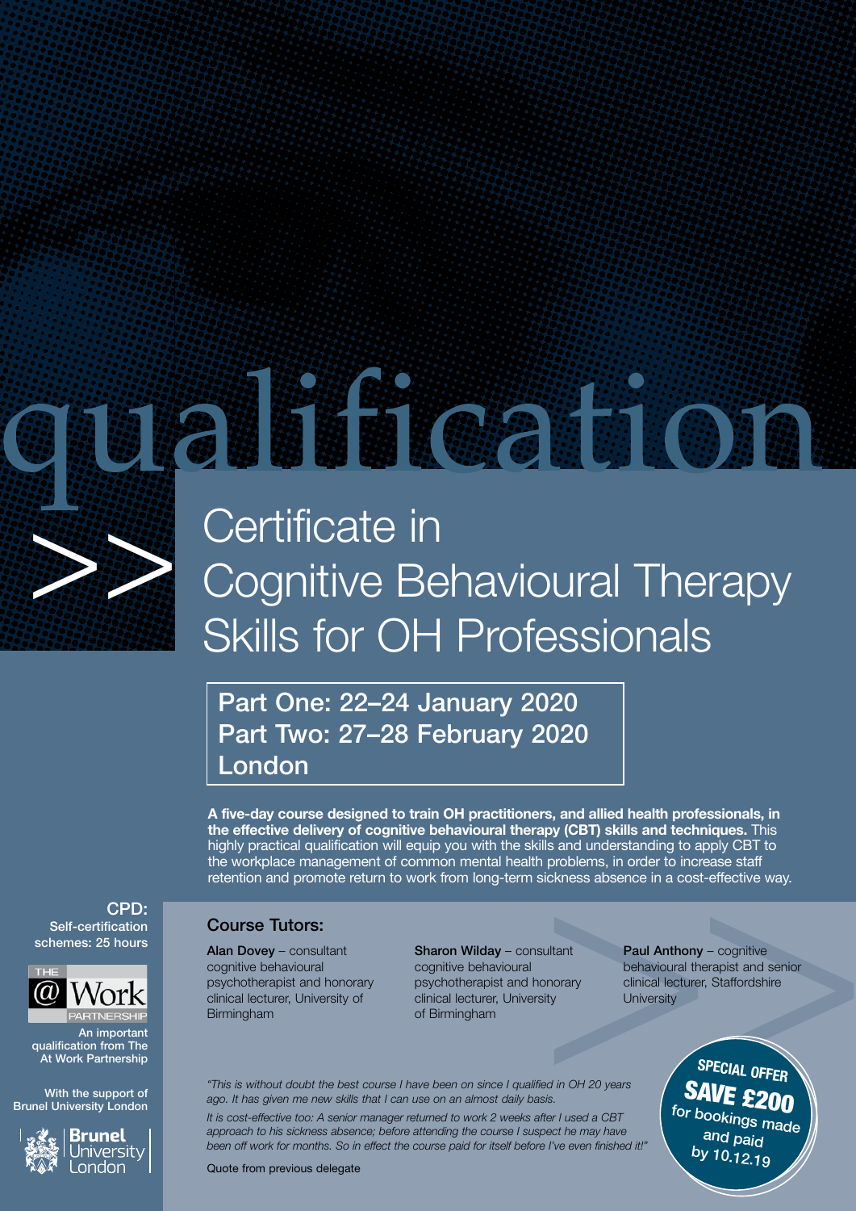# qualification

## Certificate in Cognitive Behavioural Therapy Skills for OH Professionals

**Part One: 22–24 January 2020**
**Part Two: 27–28 February 2020**
**London**

**A five-day course designed to train OH practitioners, and allied health professionals, in the effective delivery of cognitive behavioural therapy (CBT) skills and techniques.** This highly practical qualification will equip you with the skills and understanding to apply CBT to the workplace management of common mental health problems, in order to increase staff retention and promote return to work from long-term sickness absence in a cost-effective way.

**CPD:**
Self-certification schemes: 25 hours

THE @ Work PARTNERSHIP

An important qualification from The At Work Partnership

With the support of Brunel University London

Brunel University London

### Course Tutors:

**Alan Dovey** – consultant cognitive behavioural psychotherapist and honorary clinical lecturer, University of Birmingham

**Sharon Wilday** – consultant cognitive behavioural psychotherapist and honorary clinical lecturer, University of Birmingham

**Paul Anthony** – cognitive behavioural therapist and senior clinical lecturer, Staffordshire University

*"This is without doubt the best course I have been on since I qualified in OH 20 years ago. It has given me new skills that I can use on an almost daily basis.*

*It is cost-effective too: A senior manager returned to work 2 weeks after I used a CBT approach to his sickness absence; before attending the course I suspect he may have been off work for months. So in effect the course paid for itself before I've even finished it!"*

Quote from previous delegate

**SPECIAL OFFER**
**SAVE £200**
for bookings made and paid by 10.12.19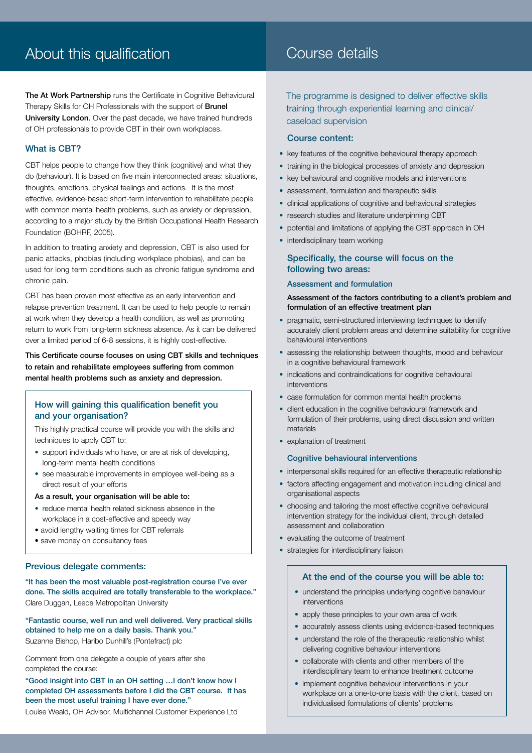## About this qualification

**The At Work Partnership** runs the Certificate in Cognitive Behavioural Therapy Skills for OH Professionals with the support of **Brunel University London**. Over the past decade, we have trained hundreds of OH professionals to provide CBT in their own workplaces.

### What is CBT?

CBT helps people to change how they think (cognitive) and what they do (behaviour). It is based on five main interconnected areas: situations, thoughts, emotions, physical feelings and actions. It is the most effective, evidence-based short-term intervention to rehabilitate people with common mental health problems, such as anxiety or depression, according to a major study by the British Occupational Health Research Foundation (BOHRF, 2005).

In addition to treating anxiety and depression, CBT is also used for panic attacks, phobias (including workplace phobias), and can be used for long term conditions such as chronic fatigue syndrome and chronic pain.

CBT has been proven most effective as an early intervention and relapse prevention treatment. It can be used to help people to remain at work when they develop a health condition, as well as promoting return to work from long-term sickness absence. As it can be delivered over a limited period of 6-8 sessions, it is highly cost-effective.

**This Certificate course focuses on using CBT skills and techniques to retain and rehabilitate employees suffering from common mental health problems such as anxiety and depression.**

### How will gaining this qualification benefit you and your organisation?

This highly practical course will provide you with the skills and techniques to apply CBT to:

- support individuals who have, or are at risk of developing, long-term mental health conditions
- see measurable improvements in employee well-being as a direct result of your efforts

**As a result, your organisation will be able to:**

- reduce mental health related sickness absence in the workplace in a cost-effective and speedy way
- avoid lengthy waiting times for CBT referrals
- save money on consultancy fees

### Previous delegate comments:

"It has been the most valuable post-registration course I've ever done. The skills acquired are totally transferable to the workplace."
Clare Duggan, Leeds Metropolitan University

"Fantastic course, well run and well delivered. Very practical skills obtained to help me on a daily basis. Thank you."
Suzanne Bishop, Haribo Dunhill's (Pontefract) plc

Comment from one delegate a couple of years after she completed the course:

"Good insight into CBT in an OH setting …I don't know how I completed OH assessments before I did the CBT course. It has been the most useful training I have ever done."
Louise Weald, OH Advisor, Multichannel Customer Experience Ltd

## Course details

The programme is designed to deliver effective skills training through experiential learning and clinical/caseload supervision

### Course content:

- key features of the cognitive behavioural therapy approach
- training in the biological processes of anxiety and depression
- key behavioural and cognitive models and interventions
- assessment, formulation and therapeutic skills
- clinical applications of cognitive and behavioural strategies
- research studies and literature underpinning CBT
- potential and limitations of applying the CBT approach in OH
- interdisciplinary team working

### Specifically, the course will focus on the following two areas:

#### Assessment and formulation

**Assessment of the factors contributing to a client's problem and formulation of an effective treatment plan**

- pragmatic, semi-structured interviewing techniques to identify accurately client problem areas and determine suitability for cognitive behavioural interventions
- assessing the relationship between thoughts, mood and behaviour in a cognitive behavioural framework
- indications and contraindications for cognitive behavioural interventions
- case formulation for common mental health problems
- client education in the cognitive behavioural framework and formulation of their problems, using direct discussion and written materials
- explanation of treatment

#### Cognitive behavioural interventions

- interpersonal skills required for an effective therapeutic relationship
- factors affecting engagement and motivation including clinical and organisational aspects
- choosing and tailoring the most effective cognitive behavioural intervention strategy for the individual client, through detailed assessment and collaboration
- evaluating the outcome of treatment
- strategies for interdisciplinary liaison

### At the end of the course you will be able to:

- understand the principles underlying cognitive behaviour interventions
- apply these principles to your own area of work
- accurately assess clients using evidence-based techniques
- understand the role of the therapeutic relationship whilst delivering cognitive behaviour interventions
- collaborate with clients and other members of the interdisciplinary team to enhance treatment outcome
- implement cognitive behaviour interventions in your workplace on a one-to-one basis with the client, based on individualised formulations of clients' problems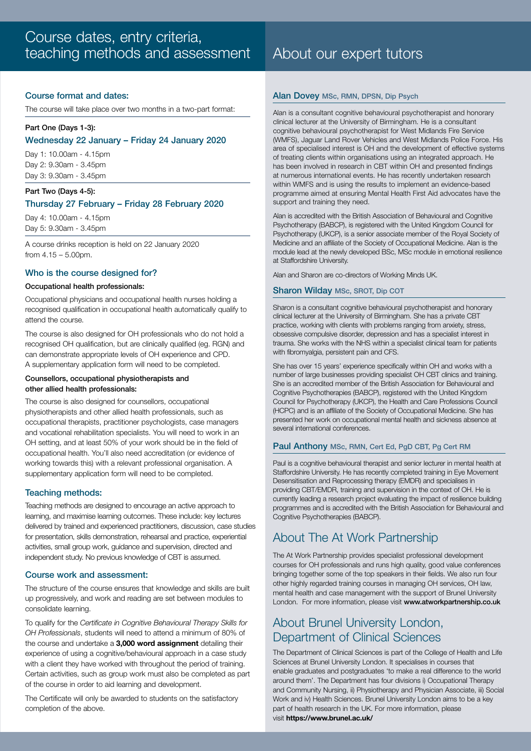# Course dates, entry criteria, teaching methods and assessment

## Course format and dates:

The course will take place over two months in a two-part format:

**Part One (Days 1-3):**

### Wednesday 22 January – Friday 24 January 2020

Day 1: 10.00am - 4.15pm
Day 2: 9.30am - 3.45pm
Day 3: 9.30am - 3.45pm

**Part Two (Days 4-5):**

### Thursday 27 February – Friday 28 February 2020

Day 4: 10.00am - 4.15pm
Day 5: 9.30am - 3.45pm

A course drinks reception is held on 22 January 2020 from 4.15 – 5.00pm.

## Who is the course designed for?

**Occupational health professionals:**

Occupational physicians and occupational health nurses holding a recognised qualification in occupational health automatically qualify to attend the course.

The course is also designed for OH professionals who do not hold a recognised OH qualification, but are clinically qualified (eg. RGN) and can demonstrate appropriate levels of OH experience and CPD. A supplementary application form will need to be completed.

**Counsellors, occupational physiotherapists and other allied health professionals:**

The course is also designed for counsellors, occupational physiotherapists and other allied health professionals, such as occupational therapists, practitioner psychologists, case managers and vocational rehabilitation specialists. You will need to work in an OH setting, and at least 50% of your work should be in the field of occupational health. You'll also need accreditation (or evidence of working towards this) with a relevant professional organisation. A supplementary application form will need to be completed.

## Teaching methods:

Teaching methods are designed to encourage an active approach to learning, and maximise learning outcomes. These include: key lectures delivered by trained and experienced practitioners, discussion, case studies for presentation, skills demonstration, rehearsal and practice, experiential activities, small group work, guidance and supervision, directed and independent study. No previous knowledge of CBT is assumed.

## Course work and assessment:

The structure of the course ensures that knowledge and skills are built up progressively, and work and reading are set between modules to consolidate learning.

To qualify for the *Certificate in Cognitive Behavioural Therapy Skills for OH Professionals*, students will need to attend a minimum of 80% of the course and undertake a **3,000 word assignment** detailing their experience of using a cognitive/behavioural approach in a case study with a client they have worked with throughout the period of training. Certain activities, such as group work must also be completed as part of the course in order to aid learning and development.

The Certificate will only be awarded to students on the satisfactory completion of the above.

# About our expert tutors

## Alan Dovey MSc, RMN, DPSN, Dip Psych

Alan is a consultant cognitive behavioural psychotherapist and honorary clinical lecturer at the University of Birmingham. He is a consultant cognitive behavioural psychotherapist for West Midlands Fire Service (WMFS), Jaguar Land Rover Vehicles and West Midlands Police Force. His area of specialised interest is OH and the development of effective systems of treating clients within organisations using an integrated approach. He has been involved in research in CBT within OH and presented findings at numerous international events. He has recently undertaken research within WMFS and is using the results to implement an evidence-based programme aimed at ensuring Mental Health First Aid advocates have the support and training they need.

Alan is accredited with the British Association of Behavioural and Cognitive Psychotherapy (BABCP), is registered with the United Kingdom Council for Psychotherapy (UKCP), is a senior associate member of the Royal Society of Medicine and an affiliate of the Society of Occupational Medicine. Alan is the module lead at the newly developed BSc, MSc module in emotional resilience at Staffordshire University.

Alan and Sharon are co-directors of Working Minds UK.

## Sharon Wilday MSc, SROT, Dip COT

Sharon is a consultant cognitive behavioural psychotherapist and honorary clinical lecturer at the University of Birmingham. She has a private CBT practice, working with clients with problems ranging from anxiety, stress, obsessive compulsive disorder, depression and has a specialist interest in trauma. She works with the NHS within a specialist clinical team for patients with fibromyalgia, persistent pain and CFS.

She has over 15 years' experience specifically within OH and works with a number of large businesses providing specialist OH CBT clinics and training. She is an accredited member of the British Association for Behavioural and Cognitive Psychotherapies (BABCP), registered with the United Kingdom Council for Psychotherapy (UKCP), the Health and Care Professions Council (HCPC) and is an affiliate of the Society of Occupational Medicine. She has presented her work on occupational mental health and sickness absence at several international conferences.

## Paul Anthony MSc, RMN, Cert Ed, PgD CBT, Pg Cert RM

Paul is a cognitive behavioural therapist and senior lecturer in mental health at Staffordshire University. He has recently completed training in Eye Movement Desensitisation and Reprocessing therapy (EMDR) and specialises in providing CBT/EMDR, training and supervision in the context of OH. He is currently leading a research project evaluating the impact of resilience building programmes and is accredited with the British Association for Behavioural and Cognitive Psychotherapies (BABCP).

# About The At Work Partnership

The At Work Partnership provides specialist professional development courses for OH professionals and runs high quality, good value conferences bringing together some of the top speakers in their fields. We also run four other highly regarded training courses in managing OH services, OH law, mental health and case management with the support of Brunel University London. For more information, please visit **www.atworkpartnership.co.uk**

# About Brunel University London, Department of Clinical Sciences

The Department of Clinical Sciences is part of the College of Health and Life Sciences at Brunel University London. It specialises in courses that enable graduates and postgraduates 'to make a real difference to the world around them'. The Department has four divisions i) Occupational Therapy and Community Nursing, ii) Physiotherapy and Physician Associate, iii) Social Work and iv) Health Sciences. Brunel University London aims to be a key part of health research in the UK. For more information, please visit **https://www.brunel.ac.uk/**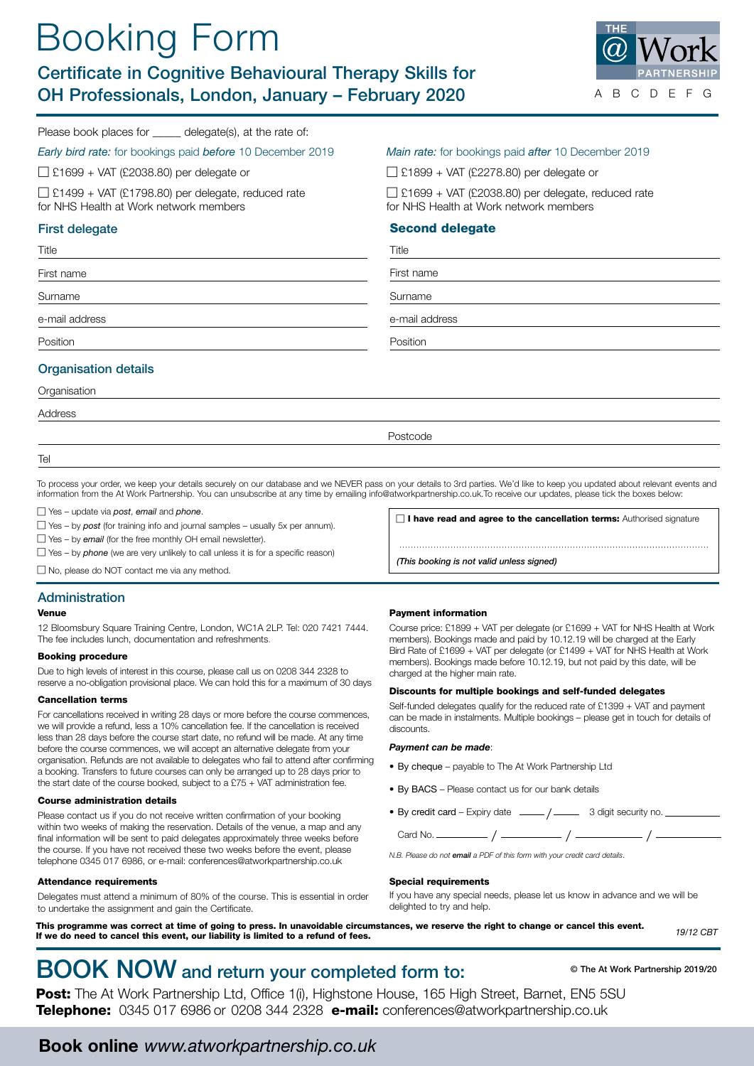# Booking Form

## Certificate in Cognitive Behavioural Therapy Skills for OH Professionals, London, January – February 2020

THE @ Work PARTNERSHIP
A B C D E F G

Please book places for _____ delegate(s), at the rate of:

*Early bird rate:* for bookings paid *before* 10 December 2019

- ☐ £1699 + VAT (£2038.80) per delegate or
- ☐ £1499 + VAT (£1798.80) per delegate, reduced rate for NHS Health at Work network members

*Main rate:* for bookings paid *after* 10 December 2019

- ☐ £1899 + VAT (£2278.80) per delegate or
- ☐ £1699 + VAT (£2038.80) per delegate, reduced rate for NHS Health at Work network members

### First delegate

Title

First name

Surname

e-mail address

Position

### Second delegate

Title

First name

Surname

e-mail address

Position

### Organisation details

Organisation

Address

Postcode

Tel

To process your order, we keep your details securely on our database and we NEVER pass on your details to 3rd parties. We'd like to keep you updated about relevant events and information from the At Work Partnership. You can unsubscribe at any time by emailing info@atworkpartnership.co.uk.To receive our updates, please tick the boxes below:

- ☐ Yes – update via *post*, *email* and *phone*.
- ☐ Yes – by *post* (for training info and journal samples – usually 5x per annum).
- ☐ Yes – by *email* (for the free monthly OH email newsletter).
- ☐ Yes – by *phone* (we are very unlikely to call unless it is for a specific reason)
- ☐ No, please do NOT contact me via any method.

☐ **I have read and agree to the cancellation terms:** Authorised signature

...........................................................................................................

*(This booking is not valid unless signed)*

## Administration

### Venue

12 Bloomsbury Square Training Centre, London, WC1A 2LP. Tel: 020 7421 7444. The fee includes lunch, documentation and refreshments.

### Booking procedure

Due to high levels of interest in this course, please call us on 0208 344 2328 to reserve a no-obligation provisional place. We can hold this for a maximum of 30 days

### Cancellation terms

For cancellations received in writing 28 days or more before the course commences, we will provide a refund, less a 10% cancellation fee. If the cancellation is received less than 28 days before the course start date, no refund will be made. At any time before the course commences, we will accept an alternative delegate from your organisation. Refunds are not available to delegates who fail to attend after confirming a booking. Transfers to future courses can only be arranged up to 28 days prior to the start date of the course booked, subject to a £75 + VAT administration fee.

### Course administration details

Please contact us if you do not receive written confirmation of your booking within two weeks of making the reservation. Details of the venue, a map and any final information will be sent to paid delegates approximately three weeks before the course. If you have not received these two weeks before the event, please telephone 0345 017 6986, or e-mail: conferences@atworkpartnership.co.uk

### Attendance requirements

Delegates must attend a minimum of 80% of the course. This is essential in order to undertake the assignment and gain the Certificate.

### Payment information

Course price: £1899 + VAT per delegate (or £1699 + VAT for NHS Health at Work members). Bookings made and paid by 10.12.19 will be charged at the Early Bird Rate of £1699 + VAT per delegate (or £1499 + VAT for NHS Health at Work members). Bookings made before 10.12.19, but not paid by this date, will be charged at the higher main rate.

### Discounts for multiple bookings and self-funded delegates

Self-funded delegates qualify for the reduced rate of £1399 + VAT and payment can be made in instalments. Multiple bookings – please get in touch for details of discounts.

***Payment can be made*:**

- By cheque – payable to The At Work Partnership Ltd
- By BACS – Please contact us for our bank details
- By credit card – Expiry date _____ / _____ 3 digit security no. __________

  Card No. __________ / __________ / __________ / __________

*N.B. Please do not **email** a PDF of this form with your credit card details.*

### Special requirements

If you have any special needs, please let us know in advance and we will be delighted to try and help.

**This programme was correct at time of going to press. In unavoidable circumstances, we reserve the right to change or cancel this event. If we do need to cancel this event, our liability is limited to a refund of fees.**

*19/12 CBT*

# BOOK NOW and return your completed form to:

© The At Work Partnership 2019/20

**Post:** The At Work Partnership Ltd, Office 1(i), Highstone House, 165 High Street, Barnet, EN5 5SU
**Telephone:** 0345 017 6986 or 0208 344 2328 **e-mail:** conferences@atworkpartnership.co.uk

**Book online** *www.atworkpartnership.co.uk*